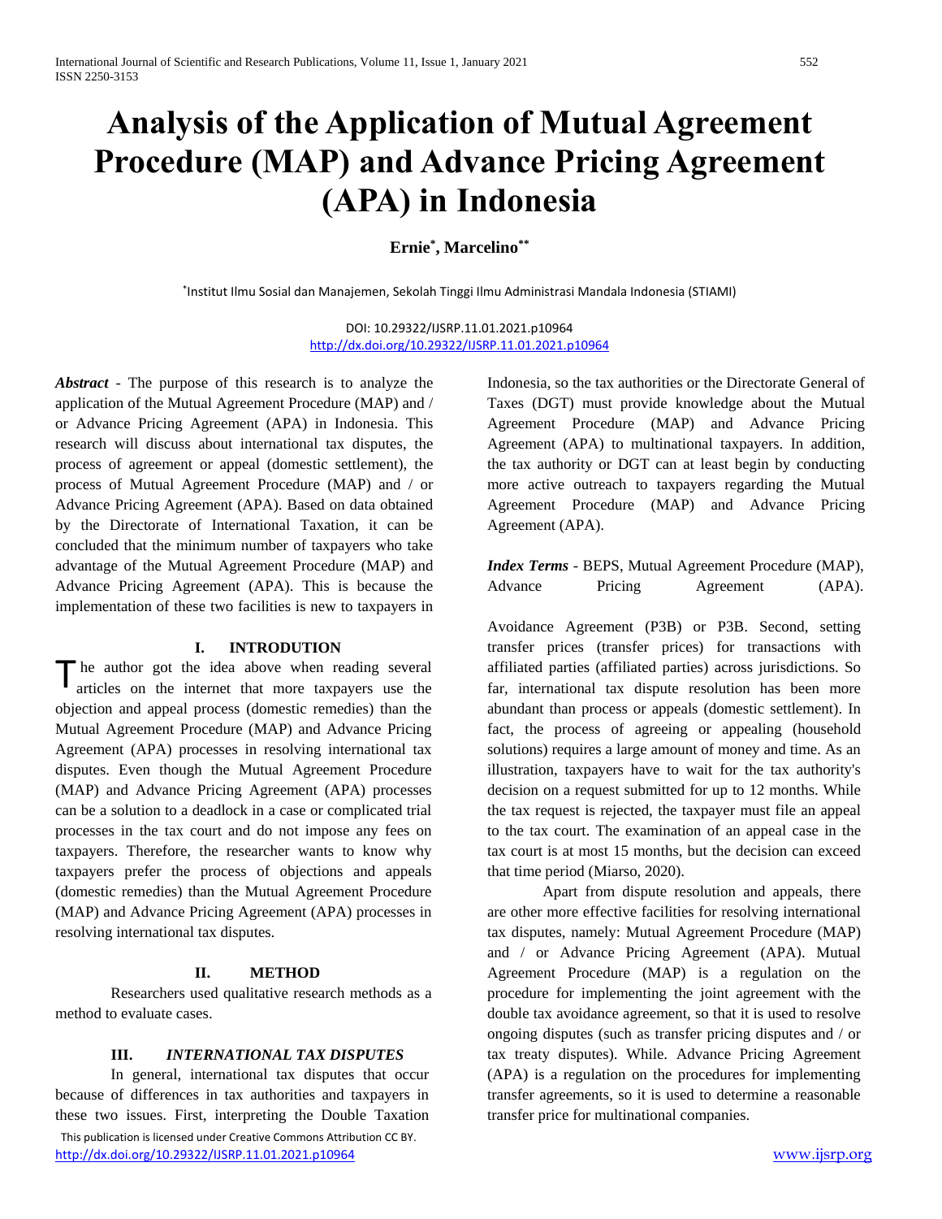# Analysis of the Application of Mutual Agreement Procedure (MAP) and Advance Pricing Agreement (APA) in Indonesia

**Ernie[*], Marcelino[**]**

[*]Institut Ilmu Sosial dan Manajemen, Sekolah Tinggi Ilmu Administrasi Mandala Indonesia (STIAMI)

DOI: 10.29322/IJSRP.11.01.2021.p10964
http://dx.doi.org/10.29322/IJSRP.11.01.2021.p10964

***Abstract*** - The purpose of this research is to analyze the application of the Mutual Agreement Procedure (MAP) and / or Advance Pricing Agreement (APA) in Indonesia. This research will discuss about international tax disputes, the process of agreement or appeal (domestic settlement), the process of Mutual Agreement Procedure (MAP) and / or Advance Pricing Agreement (APA). Based on data obtained by the Directorate of International Taxation, it can be concluded that the minimum number of taxpayers who take advantage of the Mutual Agreement Procedure (MAP) and Advance Pricing Agreement (APA). This is because the implementation of these two facilities is new to taxpayers in Indonesia, so the tax authorities or the Directorate General of Taxes (DGT) must provide knowledge about the Mutual Agreement Procedure (MAP) and Advance Pricing Agreement (APA) to multinational taxpayers. In addition, the tax authority or DGT can at least begin by conducting more active outreach to taxpayers regarding the Mutual Agreement Procedure (MAP) and Advance Pricing Agreement (APA).

***Index Terms*** - BEPS, Mutual Agreement Procedure (MAP), Advance Pricing Agreement (APA).

## I. INTRODUTION

The author got the idea above when reading several articles on the internet that more taxpayers use the objection and appeal process (domestic remedies) than the Mutual Agreement Procedure (MAP) and Advance Pricing Agreement (APA) processes in resolving international tax disputes. Even though the Mutual Agreement Procedure (MAP) and Advance Pricing Agreement (APA) processes can be a solution to a deadlock in a case or complicated trial processes in the tax court and do not impose any fees on taxpayers. Therefore, the researcher wants to know why taxpayers prefer the process of objections and appeals (domestic remedies) than the Mutual Agreement Procedure (MAP) and Advance Pricing Agreement (APA) processes in resolving international tax disputes.

## II. METHOD

Researchers used qualitative research methods as a method to evaluate cases.

## III. *INTERNATIONAL TAX DISPUTES*

In general, international tax disputes that occur because of differences in tax authorities and taxpayers in these two issues. First, interpreting the Double Taxation Avoidance Agreement (P3B) or P3B. Second, setting transfer prices (transfer prices) for transactions with affiliated parties (affiliated parties) across jurisdictions. So far, international tax dispute resolution has been more abundant than process or appeals (domestic settlement). In fact, the process of agreeing or appealing (household solutions) requires a large amount of money and time. As an illustration, taxpayers have to wait for the tax authority's decision on a request submitted for up to 12 months. While the tax request is rejected, the taxpayer must file an appeal to the tax court. The examination of an appeal case in the tax court is at most 15 months, but the decision can exceed that time period (Miarso, 2020).

Apart from dispute resolution and appeals, there are other more effective facilities for resolving international tax disputes, namely: Mutual Agreement Procedure (MAP) and / or Advance Pricing Agreement (APA). Mutual Agreement Procedure (MAP) is a regulation on the procedure for implementing the joint agreement with the double tax avoidance agreement, so that it is used to resolve ongoing disputes (such as transfer pricing disputes and / or tax treaty disputes). While. Advance Pricing Agreement (APA) is a regulation on the procedures for implementing transfer agreements, so it is used to determine a reasonable transfer price for multinational companies.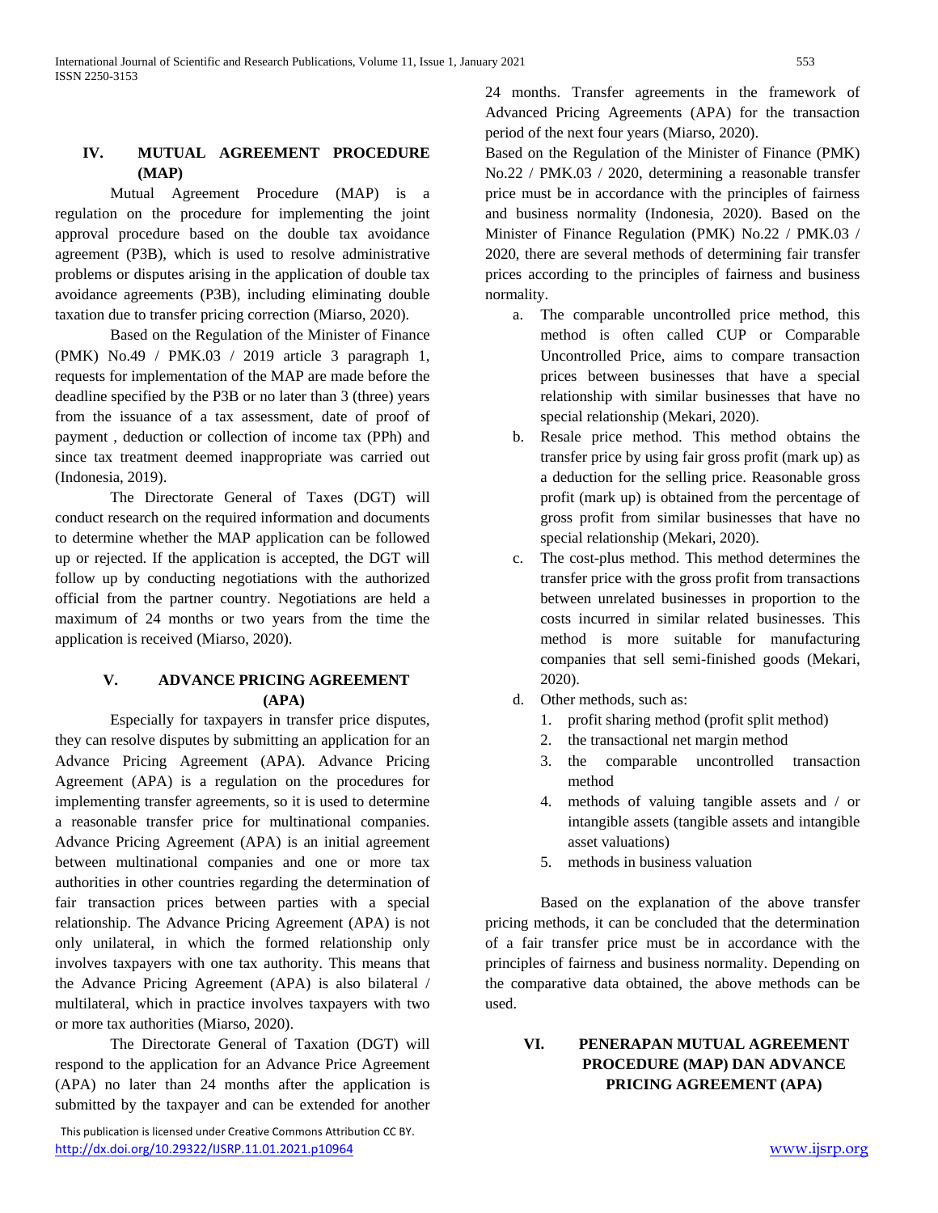## IV. MUTUAL AGREEMENT PROCEDURE (MAP)

Mutual Agreement Procedure (MAP) is a regulation on the procedure for implementing the joint approval procedure based on the double tax avoidance agreement (P3B), which is used to resolve administrative problems or disputes arising in the application of double tax avoidance agreements (P3B), including eliminating double taxation due to transfer pricing correction (Miarso, 2020).

Based on the Regulation of the Minister of Finance (PMK) No.49 / PMK.03 / 2019 article 3 paragraph 1, requests for implementation of the MAP are made before the deadline specified by the P3B or no later than 3 (three) years from the issuance of a tax assessment, date of proof of payment , deduction or collection of income tax (PPh) and since tax treatment deemed inappropriate was carried out (Indonesia, 2019).

The Directorate General of Taxes (DGT) will conduct research on the required information and documents to determine whether the MAP application can be followed up or rejected. If the application is accepted, the DGT will follow up by conducting negotiations with the authorized official from the partner country. Negotiations are held a maximum of 24 months or two years from the time the application is received (Miarso, 2020).

## V. ADVANCE PRICING AGREEMENT (APA)

Especially for taxpayers in transfer price disputes, they can resolve disputes by submitting an application for an Advance Pricing Agreement (APA). Advance Pricing Agreement (APA) is a regulation on the procedures for implementing transfer agreements, so it is used to determine a reasonable transfer price for multinational companies. Advance Pricing Agreement (APA) is an initial agreement between multinational companies and one or more tax authorities in other countries regarding the determination of fair transaction prices between parties with a special relationship. The Advance Pricing Agreement (APA) is not only unilateral, in which the formed relationship only involves taxpayers with one tax authority. This means that the Advance Pricing Agreement (APA) is also bilateral / multilateral, which in practice involves taxpayers with two or more tax authorities (Miarso, 2020).

The Directorate General of Taxation (DGT) will respond to the application for an Advance Price Agreement (APA) no later than 24 months after the application is submitted by the taxpayer and can be extended for another 24 months. Transfer agreements in the framework of Advanced Pricing Agreements (APA) for the transaction period of the next four years (Miarso, 2020).

Based on the Regulation of the Minister of Finance (PMK) No.22 / PMK.03 / 2020, determining a reasonable transfer price must be in accordance with the principles of fairness and business normality (Indonesia, 2020). Based on the Minister of Finance Regulation (PMK) No.22 / PMK.03 / 2020, there are several methods of determining fair transfer prices according to the principles of fairness and business normality.

a. The comparable uncontrolled price method, this method is often called CUP or Comparable Uncontrolled Price, aims to compare transaction prices between businesses that have a special relationship with similar businesses that have no special relationship (Mekari, 2020).
b. Resale price method. This method obtains the transfer price by using fair gross profit (mark up) as a deduction for the selling price. Reasonable gross profit (mark up) is obtained from the percentage of gross profit from similar businesses that have no special relationship (Mekari, 2020).
c. The cost-plus method. This method determines the transfer price with the gross profit from transactions between unrelated businesses in proportion to the costs incurred in similar related businesses. This method is more suitable for manufacturing companies that sell semi-finished goods (Mekari, 2020).
d. Other methods, such as:
    1. profit sharing method (profit split method)
    2. the transactional net margin method
    3. the comparable uncontrolled transaction method
    4. methods of valuing tangible assets and / or intangible assets (tangible assets and intangible asset valuations)
    5. methods in business valuation

Based on the explanation of the above transfer pricing methods, it can be concluded that the determination of a fair transfer price must be in accordance with the principles of fairness and business normality. Depending on the comparative data obtained, the above methods can be used.

## VI. PENERAPAN MUTUAL AGREEMENT PROCEDURE (MAP) DAN ADVANCE PRICING AGREEMENT (APA)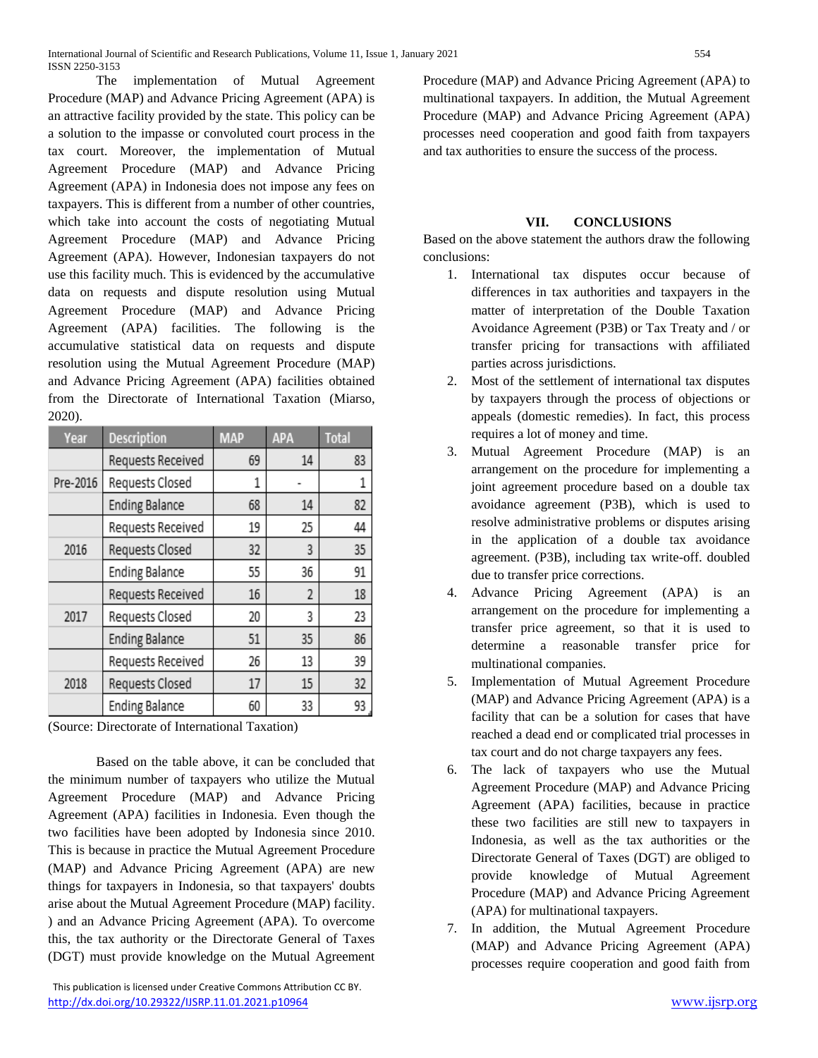The implementation of Mutual Agreement Procedure (MAP) and Advance Pricing Agreement (APA) is an attractive facility provided by the state. This policy can be a solution to the impasse or convoluted court process in the tax court. Moreover, the implementation of Mutual Agreement Procedure (MAP) and Advance Pricing Agreement (APA) in Indonesia does not impose any fees on taxpayers. This is different from a number of other countries, which take into account the costs of negotiating Mutual Agreement Procedure (MAP) and Advance Pricing Agreement (APA). However, Indonesian taxpayers do not use this facility much. This is evidenced by the accumulative data on requests and dispute resolution using Mutual Agreement Procedure (MAP) and Advance Pricing Agreement (APA) facilities. The following is the accumulative statistical data on requests and dispute resolution using the Mutual Agreement Procedure (MAP) and Advance Pricing Agreement (APA) facilities obtained from the Directorate of International Taxation (Miarso, 2020).

| Year | Description | MAP | APA | Total |
|---|---|---|---|---|
| Pre-2016 | Requests Received | 69 | 14 | 83 |
| | Requests Closed | 1 | - | 1 |
| | Ending Balance | 68 | 14 | 82 |
| 2016 | Requests Received | 19 | 25 | 44 |
| | Requests Closed | 32 | 3 | 35 |
| | Ending Balance | 55 | 36 | 91 |
| 2017 | Requests Received | 16 | 2 | 18 |
| | Requests Closed | 20 | 3 | 23 |
| | Ending Balance | 51 | 35 | 86 |
| 2018 | Requests Received | 26 | 13 | 39 |
| | Requests Closed | 17 | 15 | 32 |
| | Ending Balance | 60 | 33 | 93 |

(Source: Directorate of International Taxation)

Based on the table above, it can be concluded that the minimum number of taxpayers who utilize the Mutual Agreement Procedure (MAP) and Advance Pricing Agreement (APA) facilities in Indonesia. Even though the two facilities have been adopted by Indonesia since 2010. This is because in practice the Mutual Agreement Procedure (MAP) and Advance Pricing Agreement (APA) are new things for taxpayers in Indonesia, so that taxpayers' doubts arise about the Mutual Agreement Procedure (MAP) facility. ) and an Advance Pricing Agreement (APA). To overcome this, the tax authority or the Directorate General of Taxes (DGT) must provide knowledge on the Mutual Agreement Procedure (MAP) and Advance Pricing Agreement (APA) to multinational taxpayers. In addition, the Mutual Agreement Procedure (MAP) and Advance Pricing Agreement (APA) processes need cooperation and good faith from taxpayers and tax authorities to ensure the success of the process.

## VII. CONCLUSIONS

Based on the above statement the authors draw the following conclusions:

1. International tax disputes occur because of differences in tax authorities and taxpayers in the matter of interpretation of the Double Taxation Avoidance Agreement (P3B) or Tax Treaty and / or transfer pricing for transactions with affiliated parties across jurisdictions.
2. Most of the settlement of international tax disputes by taxpayers through the process of objections or appeals (domestic remedies). In fact, this process requires a lot of money and time.
3. Mutual Agreement Procedure (MAP) is an arrangement on the procedure for implementing a joint agreement procedure based on a double tax avoidance agreement (P3B), which is used to resolve administrative problems or disputes arising in the application of a double tax avoidance agreement. (P3B), including tax write-off. doubled due to transfer price corrections.
4. Advance Pricing Agreement (APA) is an arrangement on the procedure for implementing a transfer price agreement, so that it is used to determine a reasonable transfer price for multinational companies.
5. Implementation of Mutual Agreement Procedure (MAP) and Advance Pricing Agreement (APA) is a facility that can be a solution for cases that have reached a dead end or complicated trial processes in tax court and do not charge taxpayers any fees.
6. The lack of taxpayers who use the Mutual Agreement Procedure (MAP) and Advance Pricing Agreement (APA) facilities, because in practice these two facilities are still new to taxpayers in Indonesia, as well as the tax authorities or the Directorate General of Taxes (DGT) are obliged to provide knowledge of Mutual Agreement Procedure (MAP) and Advance Pricing Agreement (APA) for multinational taxpayers.
7. In addition, the Mutual Agreement Procedure (MAP) and Advance Pricing Agreement (APA) processes require cooperation and good faith from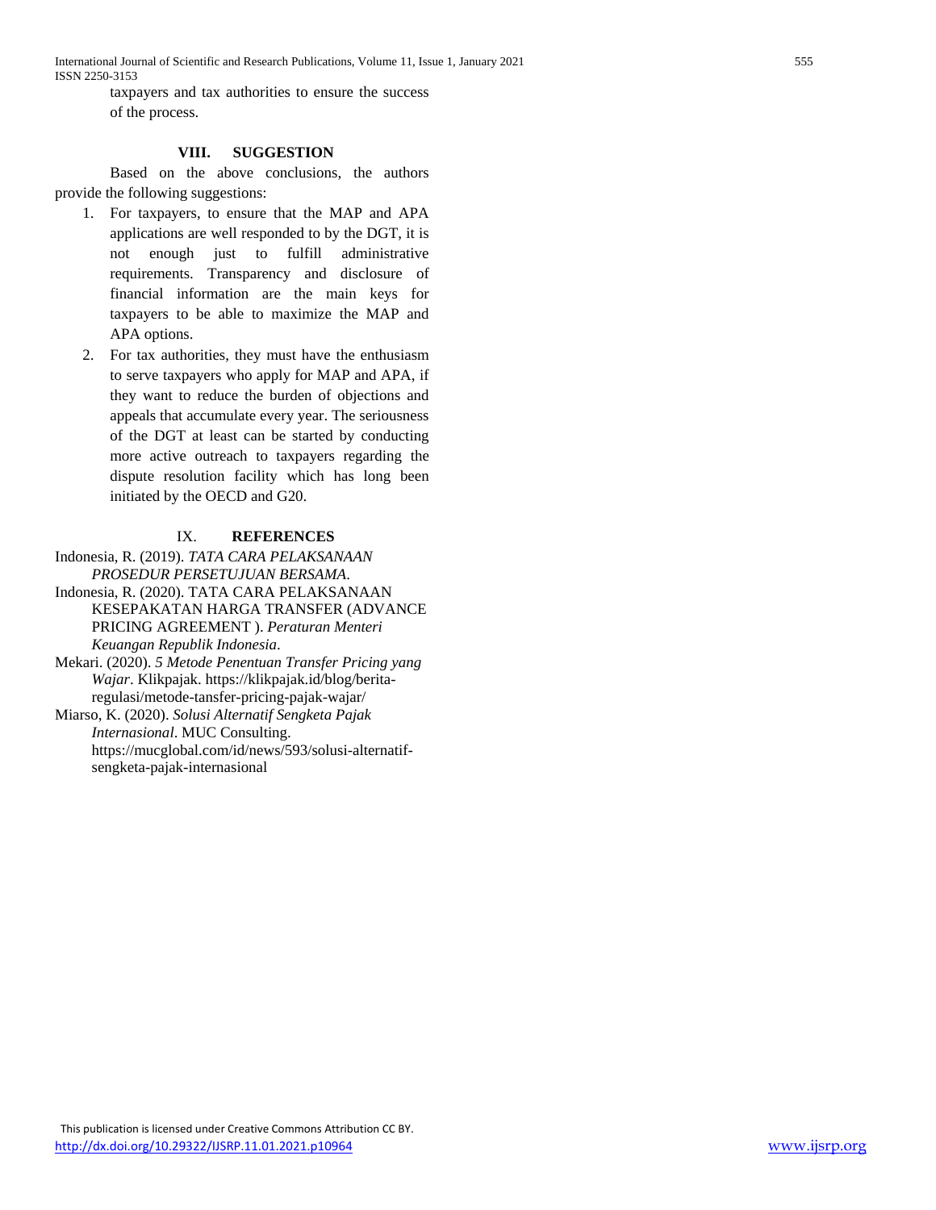taxpayers and tax authorities to ensure the success of the process.

## VIII. SUGGESTION

Based on the above conclusions, the authors provide the following suggestions:

1. For taxpayers, to ensure that the MAP and APA applications are well responded to by the DGT, it is not enough just to fulfill administrative requirements. Transparency and disclosure of financial information are the main keys for taxpayers to be able to maximize the MAP and APA options.
2. For tax authorities, they must have the enthusiasm to serve taxpayers who apply for MAP and APA, if they want to reduce the burden of objections and appeals that accumulate every year. The seriousness of the DGT at least can be started by conducting more active outreach to taxpayers regarding the dispute resolution facility which has long been initiated by the OECD and G20.

## IX. REFERENCES

Indonesia, R. (2019). *TATA CARA PELAKSANAAN PROSEDUR PERSETUJUAN BERSAMA*.

Indonesia, R. (2020). TATA CARA PELAKSANAAN KESEPAKATAN HARGA TRANSFER (ADVANCE PRICING AGREEMENT ). *Peraturan Menteri Keuangan Republik Indonesia*.

Mekari. (2020). *5 Metode Penentuan Transfer Pricing yang Wajar*. Klikpajak. https://klikpajak.id/blog/berita-regulasi/metode-tansfer-pricing-pajak-wajar/

Miarso, K. (2020). *Solusi Alternatif Sengketa Pajak Internasional*. MUC Consulting. https://mucglobal.com/id/news/593/solusi-alternatif-sengketa-pajak-internasional